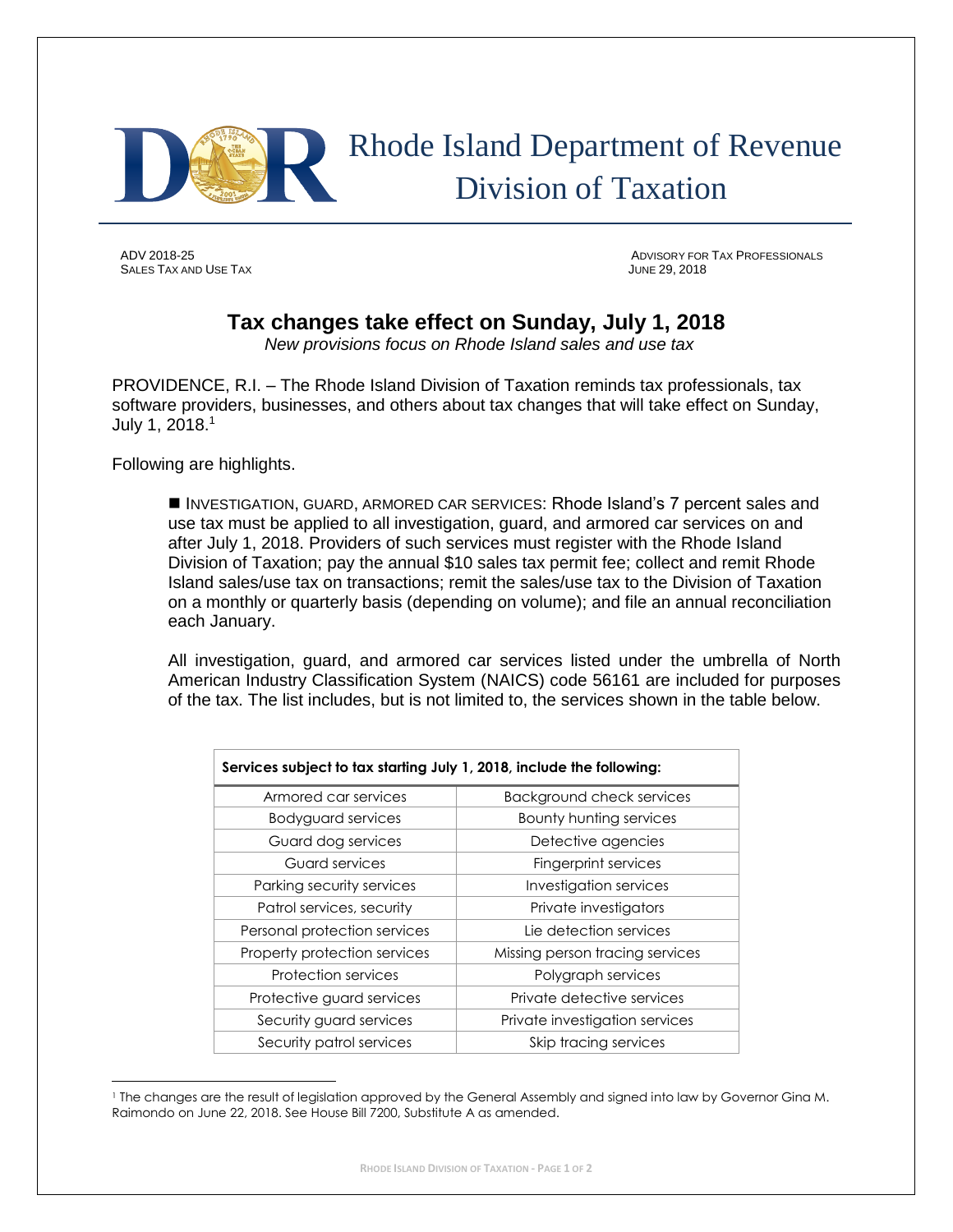# Rhode Island Department of Revenue
## Division of Taxation

ADV 2018-25
SALES TAX AND USE TAX

ADVISORY FOR TAX PROFESSIONALS
JUNE 29, 2018

## Tax changes take effect on Sunday, July 1, 2018

*New provisions focus on Rhode Island sales and use tax*

PROVIDENCE, R.I. – The Rhode Island Division of Taxation reminds tax professionals, tax software providers, businesses, and others about tax changes that will take effect on Sunday, July 1, 2018.[1]

Following are highlights.

■ INVESTIGATION, GUARD, ARMORED CAR SERVICES: Rhode Island's 7 percent sales and use tax must be applied to all investigation, guard, and armored car services on and after July 1, 2018. Providers of such services must register with the Rhode Island Division of Taxation; pay the annual $10 sales tax permit fee; collect and remit Rhode Island sales/use tax on transactions; remit the sales/use tax to the Division of Taxation on a monthly or quarterly basis (depending on volume); and file an annual reconciliation each January.

All investigation, guard, and armored car services listed under the umbrella of North American Industry Classification System (NAICS) code 56161 are included for purposes of the tax. The list includes, but is not limited to, the services shown in the table below.

| Services subject to tax starting July 1, 2018, include the following: | |
|---|---|
| Armored car services | Background check services |
| Bodyguard services | Bounty hunting services |
| Guard dog services | Detective agencies |
| Guard services | Fingerprint services |
| Parking security services | Investigation services |
| Patrol services, security | Private investigators |
| Personal protection services | Lie detection services |
| Property protection services | Missing person tracing services |
| Protection services | Polygraph services |
| Protective guard services | Private detective services |
| Security guard services | Private investigation services |
| Security patrol services | Skip tracing services |

[1] The changes are the result of legislation approved by the General Assembly and signed into law by Governor Gina M. Raimondo on June 22, 2018. See House Bill 7200, Substitute A as amended.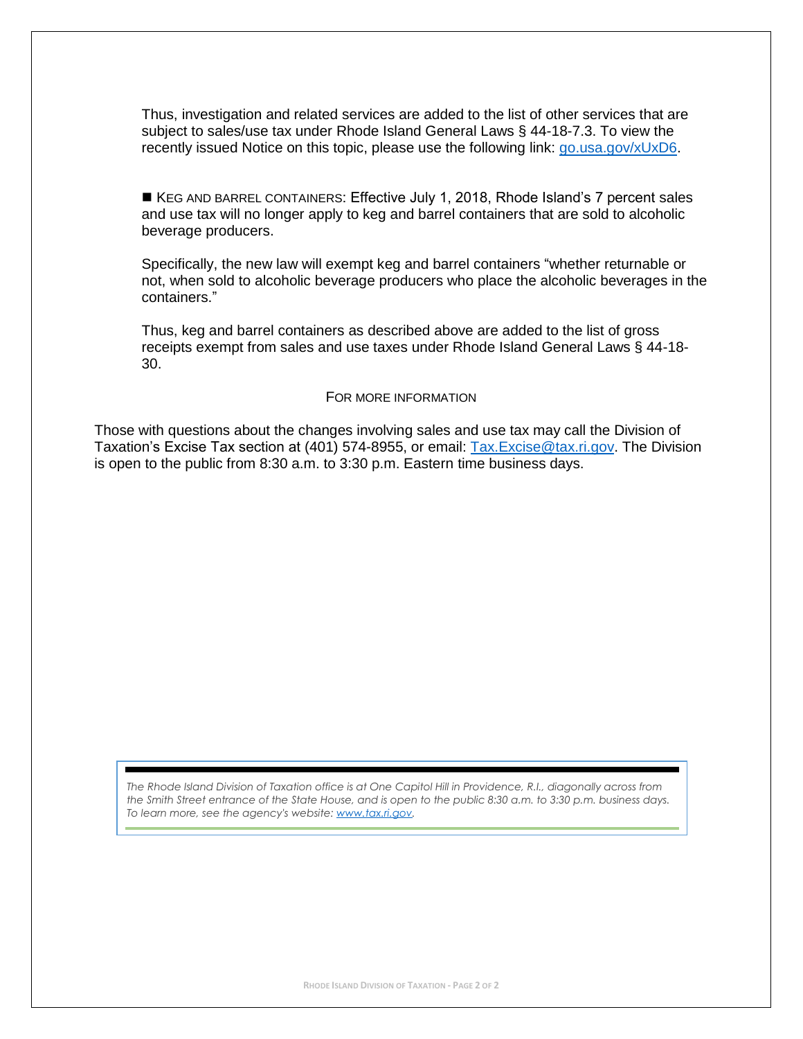Thus, investigation and related services are added to the list of other services that are subject to sales/use tax under Rhode Island General Laws § 44-18-7.3. To view the recently issued Notice on this topic, please use the following link: [go.usa.gov/xUxD6](go.usa.gov/xUxD6).

■ KEG AND BARREL CONTAINERS: Effective July 1, 2018, Rhode Island's 7 percent sales and use tax will no longer apply to keg and barrel containers that are sold to alcoholic beverage producers.

Specifically, the new law will exempt keg and barrel containers "whether returnable or not, when sold to alcoholic beverage producers who place the alcoholic beverages in the containers."

Thus, keg and barrel containers as described above are added to the list of gross receipts exempt from sales and use taxes under Rhode Island General Laws § 44-18-30.

## FOR MORE INFORMATION

Those with questions about the changes involving sales and use tax may call the Division of Taxation's Excise Tax section at (401) 574-8955, or email: [Tax.Excise@tax.ri.gov](mailto:Tax.Excise@tax.ri.gov). The Division is open to the public from 8:30 a.m. to 3:30 p.m. Eastern time business days.

*The Rhode Island Division of Taxation office is at One Capitol Hill in Providence, R.I., diagonally across from the Smith Street entrance of the State House, and is open to the public 8:30 a.m. to 3:30 p.m. business days. To learn more, see the agency's website: [www.tax.ri.gov](www.tax.ri.gov).*